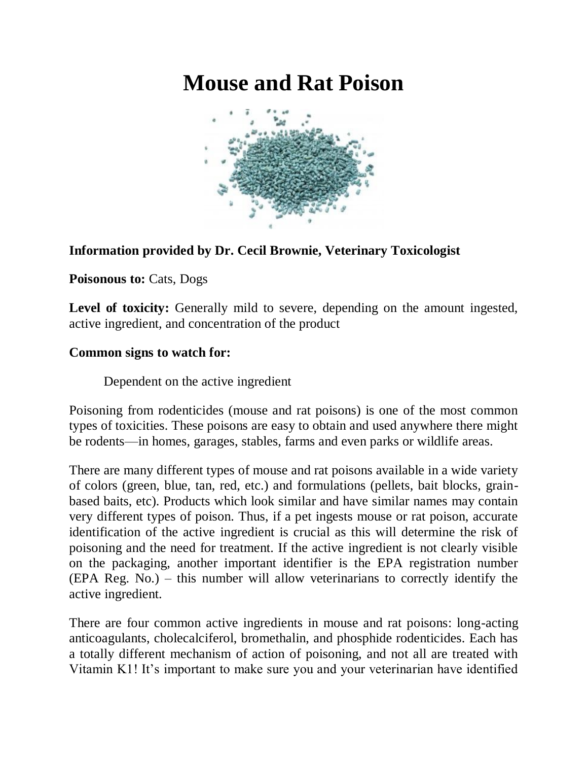# Mouse and Rat Poison

**Information provided by Dr. Cecil Brownie, Veterinary Toxicologist**

**Poisonous to:** Cats, Dogs

**Level of toxicity:** Generally mild to severe, depending on the amount ingested, active ingredient, and concentration of the product

**Common signs to watch for:**

Dependent on the active ingredient

Poisoning from rodenticides (mouse and rat poisons) is one of the most common types of toxicities. These poisons are easy to obtain and used anywhere there might be rodents—in homes, garages, stables, farms and even parks or wildlife areas.

There are many different types of mouse and rat poisons available in a wide variety of colors (green, blue, tan, red, etc.) and formulations (pellets, bait blocks, grain-based baits, etc). Products which look similar and have similar names may contain very different types of poison. Thus, if a pet ingests mouse or rat poison, accurate identification of the active ingredient is crucial as this will determine the risk of poisoning and the need for treatment. If the active ingredient is not clearly visible on the packaging, another important identifier is the EPA registration number (EPA Reg. No.) – this number will allow veterinarians to correctly identify the active ingredient.

There are four common active ingredients in mouse and rat poisons: long-acting anticoagulants, cholecalciferol, bromethalin, and phosphide rodenticides. Each has a totally different mechanism of action of poisoning, and not all are treated with Vitamin K1! It's important to make sure you and your veterinarian have identified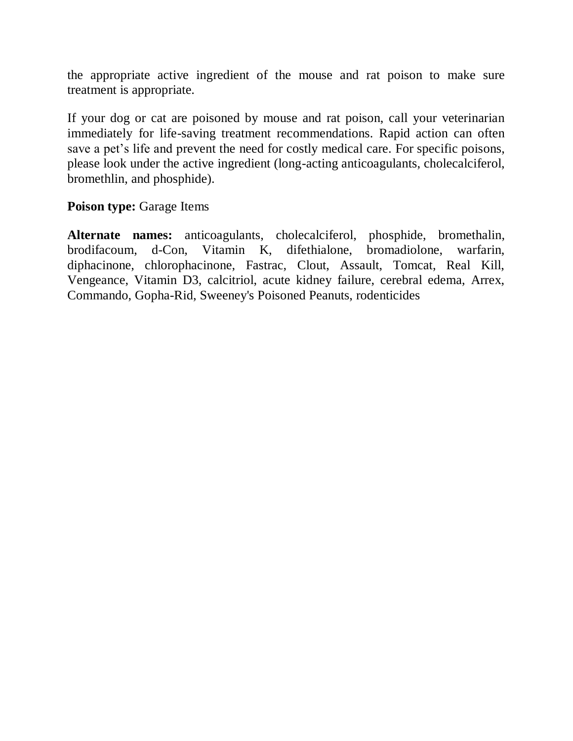the appropriate active ingredient of the mouse and rat poison to make sure treatment is appropriate.

If your dog or cat are poisoned by mouse and rat poison, call your veterinarian immediately for life-saving treatment recommendations. Rapid action can often save a pet's life and prevent the need for costly medical care. For specific poisons, please look under the active ingredient (long-acting anticoagulants, cholecalciferol, bromethlin, and phosphide).

**Poison type:** Garage Items

**Alternate names:** anticoagulants, cholecalciferol, phosphide, bromethalin, brodifacoum, d-Con, Vitamin K, difethialone, bromadiolone, warfarin, diphacinone, chlorophacinone, Fastrac, Clout, Assault, Tomcat, Real Kill, Vengeance, Vitamin D3, calcitriol, acute kidney failure, cerebral edema, Arrex, Commando, Gopha-Rid, Sweeney's Poisoned Peanuts, rodenticides